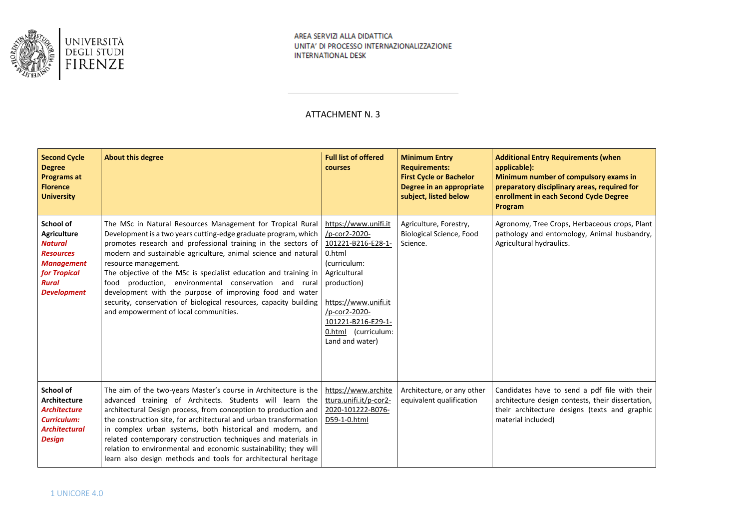AREA SERVIZI ALLA DIDATTICA
UNITA' DI PROCESSO INTERNAZIONALIZZAZIONE
INTERNATIONAL DESK

ATTACHMENT N. 3

| **Second Cycle Degree Programs at Florence University** | **About this degree** | **Full list of offered courses** | **Minimum Entry Requirements: First Cycle or Bachelor Degree in an appropriate subject, listed below** | **Additional Entry Requirements (when applicable): Minimum number of compulsory exams in preparatory disciplinary areas, required for enrollment in each Second Cycle Degree Program** |
|---|---|---|---|---|
| **School of Agriculture** ***Natural Resources Management for Tropical Rural Development*** | The MSc in Natural Resources Management for Tropical Rural Development is a two years cutting-edge graduate program, which promotes research and professional training in the sectors of modern and sustainable agriculture, animal science and natural resource management. The objective of the MSc is specialist education and training in food production, environmental conservation and rural development with the purpose of improving food and water security, conservation of biological resources, capacity building and empowerment of local communities. | https://www.unifi.it/p-cor2-2020-101221-B216-E28-1-0.html (curriculum: Agricultural production) https://www.unifi.it/p-cor2-2020-101221-B216-E29-1-0.html (curriculum: Land and water) | Agriculture, Forestry, Biological Science, Food Science. | Agronomy, Tree Crops, Herbaceous crops, Plant pathology and entomology, Animal husbandry, Agricultural hydraulics. |
| **School of Architecture** ***Architecture Curriculum: Architectural Design*** | The aim of the two-years Master's course in Architecture is the advanced training of Architects. Students will learn the architectural Design process, from conception to production and the construction site, for architectural and urban transformation in complex urban systems, both historical and modern, and related contemporary construction techniques and materials in relation to environmental and economic sustainability; they will learn also design methods and tools for architectural heritage | https://www.architettura.unifi.it/p-cor2-2020-101222-B076-D59-1-0.html | Architecture, or any other equivalent qualification | Candidates have to send a pdf file with their architecture design contests, their dissertation, their architecture designs (texts and graphic material included) |

1 UNICORE 4.0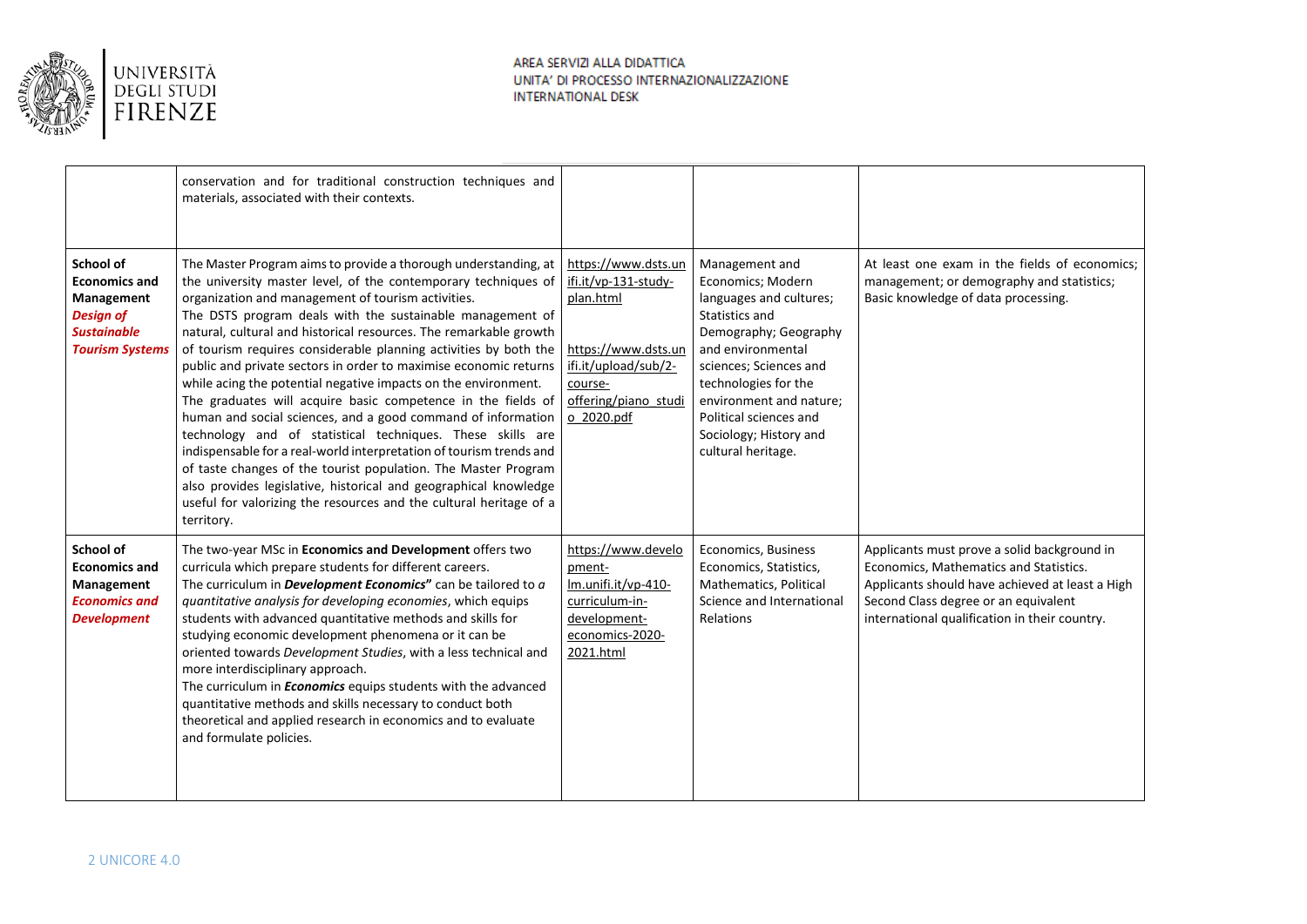| | | | | |
|---|---|---|---|---|
| | conservation and for traditional construction techniques and materials, associated with their contexts. | | | |
| **School of Economics and Management** ***Design of Sustainable Tourism Systems*** | The Master Program aims to provide a thorough understanding, at the university master level, of the contemporary techniques of organization and management of tourism activities. The DSTS program deals with the sustainable management of natural, cultural and historical resources. The remarkable growth of tourism requires considerable planning activities by both the public and private sectors in order to maximise economic returns while acing the potential negative impacts on the environment. The graduates will acquire basic competence in the fields of human and social sciences, and a good command of information technology and of statistical techniques. These skills are indispensable for a real-world interpretation of tourism trends and of taste changes of the tourist population. The Master Program also provides legislative, historical and geographical knowledge useful for valorizing the resources and the cultural heritage of a territory. | https://www.dsts.unifi.it/vp-131-study-plan.html https://www.dsts.unifi.it/upload/sub/2-course-offering/piano_studio_2020.pdf | Management and Economics; Modern languages and cultures; Statistics and Demography; Geography and environmental sciences; Sciences and technologies for the environment and nature; Political sciences and Sociology; History and cultural heritage. | At least one exam in the fields of economics; management; or demography and statistics; Basic knowledge of data processing. |
| **School of Economics and Management** ***Economics and Development*** | The two-year MSc in **Economics and Development** offers two curricula which prepare students for different careers. The curriculum in ***Development Economics"*** can be tailored to *a quantitative analysis for developing economies*, which equips students with advanced quantitative methods and skills for studying economic development phenomena or it can be oriented towards *Development Studies*, with a less technical and more interdisciplinary approach. The curriculum in ***Economics*** equips students with the advanced quantitative methods and skills necessary to conduct both theoretical and applied research in economics and to evaluate and formulate policies. | https://www.development-lm.unifi.it/vp-410-curriculum-in-development-economics-2020-2021.html | Economics, Business Economics, Statistics, Mathematics, Political Science and International Relations | Applicants must prove a solid background in Economics, Mathematics and Statistics. Applicants should have achieved at least a High Second Class degree or an equivalent international qualification in their country. |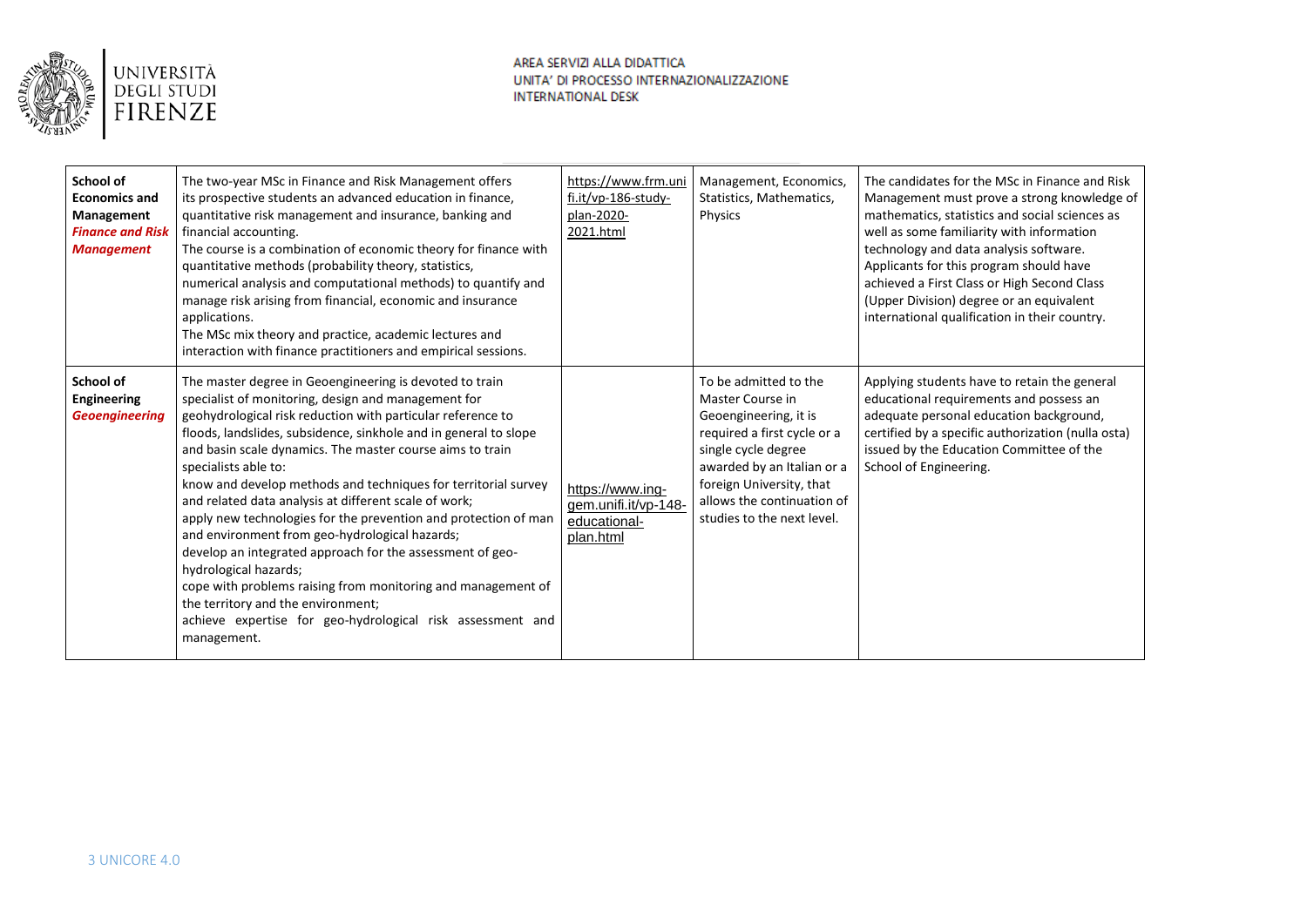| **School of Economics and Management** ***Finance and Risk Management*** | The two-year MSc in Finance and Risk Management offers its prospective students an advanced education in finance, quantitative risk management and insurance, banking and financial accounting.<br>The course is a combination of economic theory for finance with quantitative methods (probability theory, statistics, numerical analysis and computational methods) to quantify and manage risk arising from financial, economic and insurance applications.<br>The MSc mix theory and practice, academic lectures and interaction with finance practitioners and empirical sessions. | https://www.frm.unifi.it/vp-186-study-plan-2020-2021.html | Management, Economics, Statistics, Mathematics, Physics | The candidates for the MSc in Finance and Risk Management must prove a strong knowledge of mathematics, statistics and social sciences as well as some familiarity with information technology and data analysis software. Applicants for this program should have achieved a First Class or High Second Class (Upper Division) degree or an equivalent international qualification in their country. |
|---|---|---|---|---|
| **School of Engineering** ***Geoengineering*** | The master degree in Geoengineering is devoted to train specialist of monitoring, design and management for geohydrological risk reduction with particular reference to floods, landslides, subsidence, sinkhole and in general to slope and basin scale dynamics. The master course aims to train specialists able to:<br>know and develop methods and techniques for territorial survey and related data analysis at different scale of work;<br>apply new technologies for the prevention and protection of man and environment from geo-hydrological hazards;<br>develop an integrated approach for the assessment of geo-hydrological hazards;<br>cope with problems raising from monitoring and management of the territory and the environment;<br>achieve expertise for geo-hydrological risk assessment and management. | https://www.ing-gem.unifi.it/vp-148-educational-plan.html | To be admitted to the Master Course in Geoengineering, it is required a first cycle or a single cycle degree awarded by an Italian or a foreign University, that allows the continuation of studies to the next level. | Applying students have to retain the general educational requirements and possess an adequate personal education background, certified by a specific authorization (nulla osta) issued by the Education Committee of the School of Engineering. |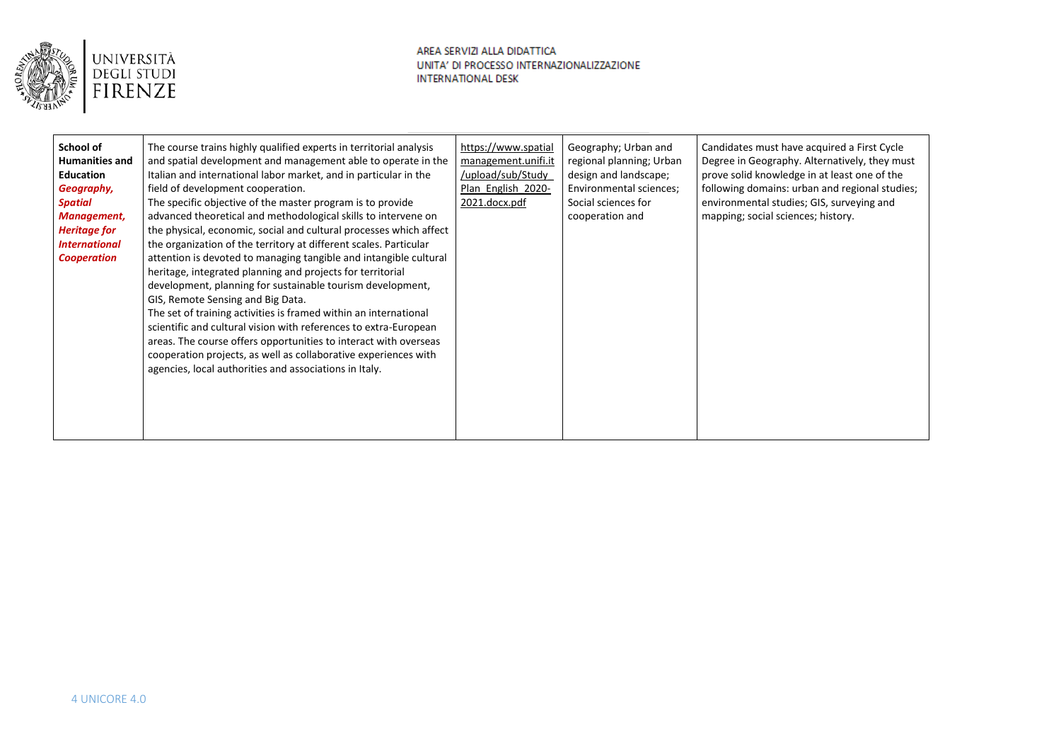| School of Humanities and Education *Geography, Spatial Management, Heritage for International Cooperation* | The course trains highly qualified experts in territorial analysis and spatial development and management able to operate in the Italian and international labor market, and in particular in the field of development cooperation. The specific objective of the master program is to provide advanced theoretical and methodological skills to intervene on the physical, economic, social and cultural processes which affect the organization of the territory at different scales. Particular attention is devoted to managing tangible and intangible cultural heritage, integrated planning and projects for territorial development, planning for sustainable tourism development, GIS, Remote Sensing and Big Data. The set of training activities is framed within an international scientific and cultural vision with references to extra-European areas. The course offers opportunities to interact with overseas cooperation projects, as well as collaborative experiences with agencies, local authorities and associations in Italy. | https://www.spatialmanagement.unifi.it/upload/sub/Study_Plan_English_2020-2021.docx.pdf | Geography; Urban and regional planning; Urban design and landscape; Environmental sciences; Social sciences for cooperation and | Candidates must have acquired a First Cycle Degree in Geography. Alternatively, they must prove solid knowledge in at least one of the following domains: urban and regional studies; environmental studies; GIS, surveying and mapping; social sciences; history. |
|---|---|---|---|---|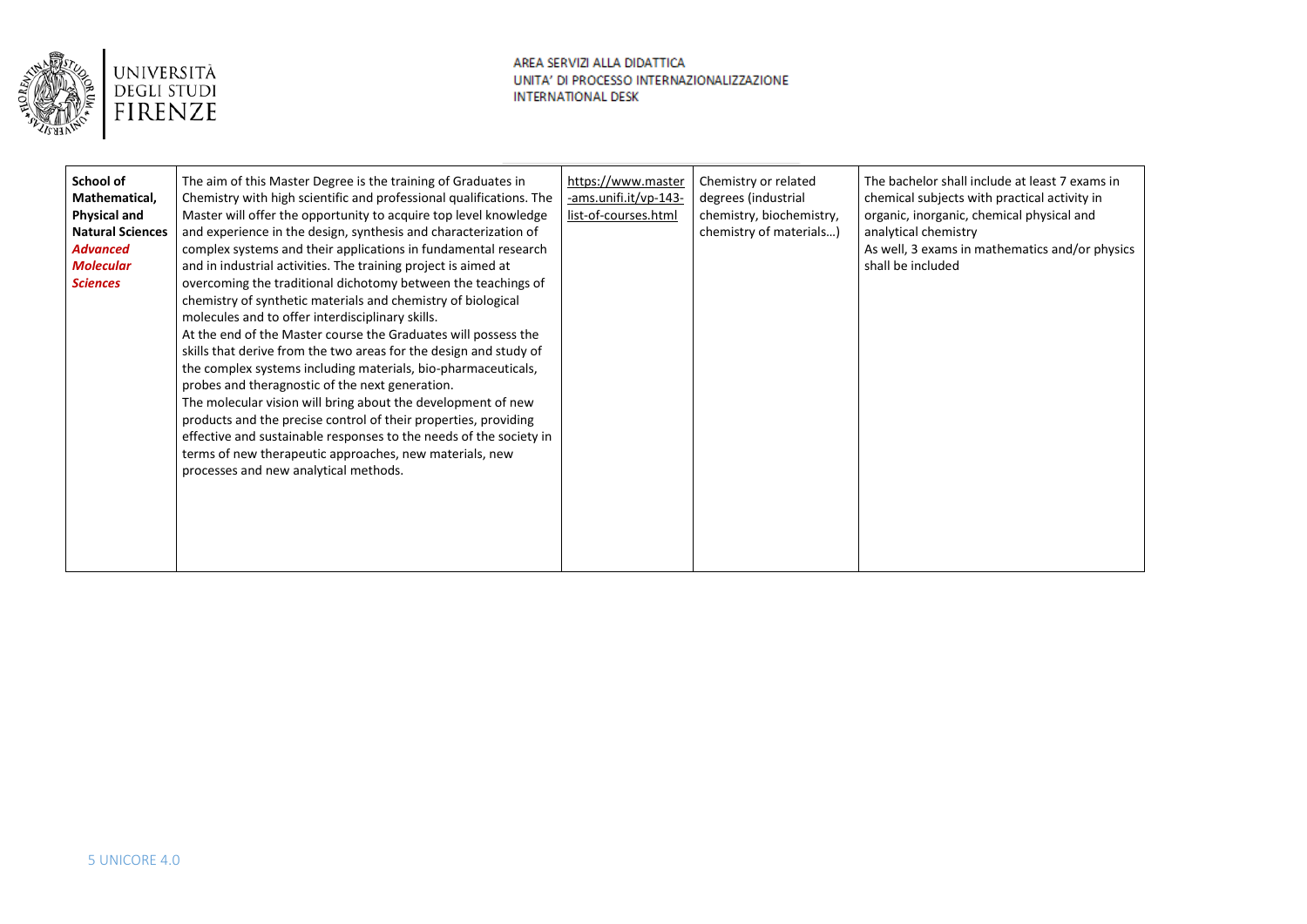| **School of Mathematical, Physical and Natural Sciences** ***Advanced Molecular Sciences*** | The aim of this Master Degree is the training of Graduates in Chemistry with high scientific and professional qualifications. The Master will offer the opportunity to acquire top level knowledge and experience in the design, synthesis and characterization of complex systems and their applications in fundamental research and in industrial activities. The training project is aimed at overcoming the traditional dichotomy between the teachings of chemistry of synthetic materials and chemistry of biological molecules and to offer interdisciplinary skills.<br>At the end of the Master course the Graduates will possess the skills that derive from the two areas for the design and study of the complex systems including materials, bio-pharmaceuticals, probes and theragnostic of the next generation.<br>The molecular vision will bring about the development of new products and the precise control of their properties, providing effective and sustainable responses to the needs of the society in terms of new therapeutic approaches, new materials, new processes and new analytical methods. | https://www.master-ams.unifi.it/vp-143-list-of-courses.html | Chemistry or related degrees (industrial chemistry, biochemistry, chemistry of materials…) | The bachelor shall include at least 7 exams in chemical subjects with practical activity in organic, inorganic, chemical physical and analytical chemistry<br>As well, 3 exams in mathematics and/or physics shall be included |
|---|---|---|---|---|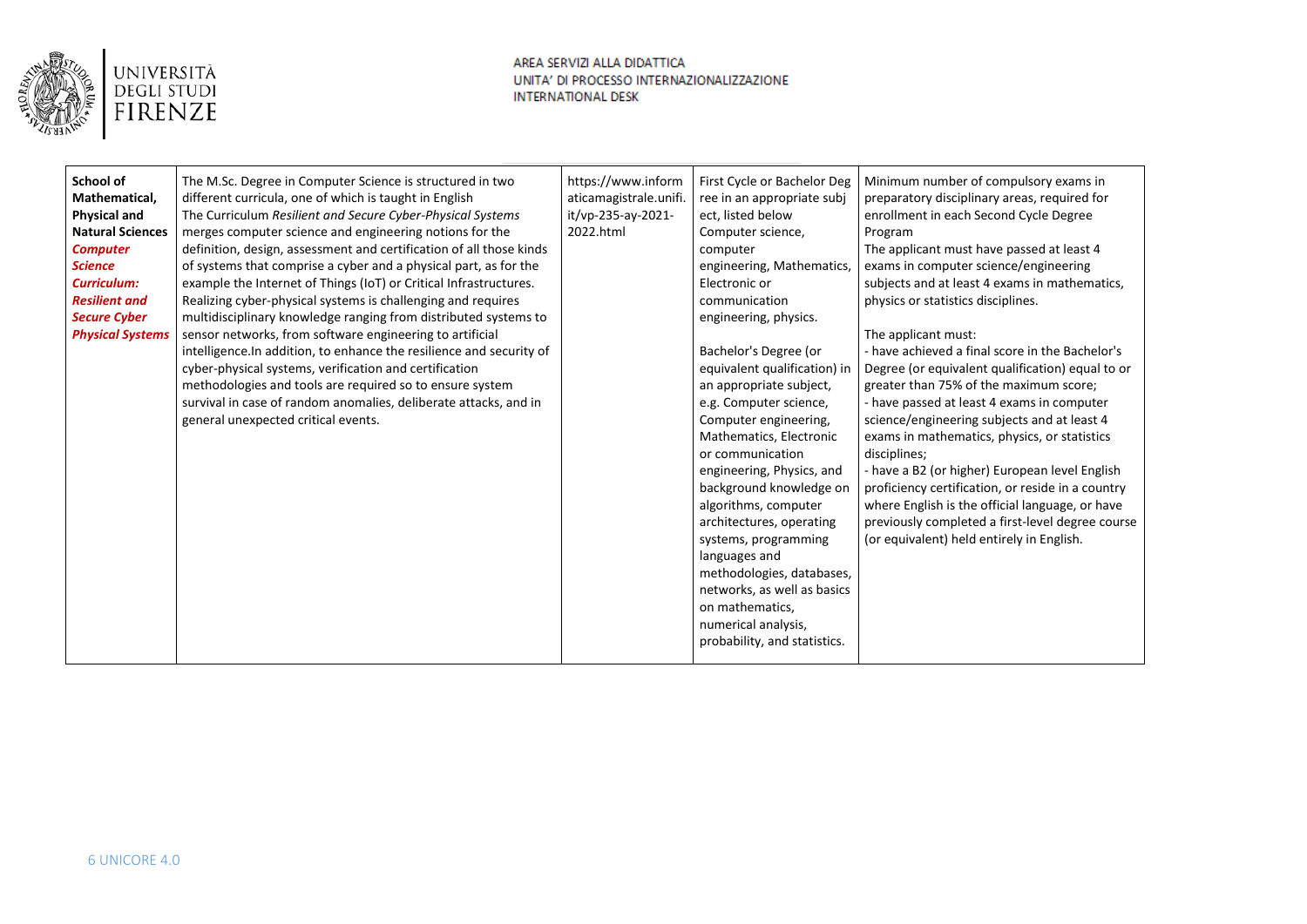| **School of Mathematical, Physical and Natural Sciences** ***Computer Science Curriculum: Resilient and Secure Cyber Physical Systems*** | The M.Sc. Degree in Computer Science is structured in two different curricula, one of which is taught in English The Curriculum *Resilient and Secure Cyber-Physical Systems* merges computer science and engineering notions for the definition, design, assessment and certification of all those kinds of systems that comprise a cyber and a physical part, as for the example the Internet of Things (IoT) or Critical Infrastructures. Realizing cyber-physical systems is challenging and requires multidisciplinary knowledge ranging from distributed systems to sensor networks, from software engineering to artificial intelligence.In addition, to enhance the resilience and security of cyber-physical systems, verification and certification methodologies and tools are required so to ensure system survival in case of random anomalies, deliberate attacks, and in general unexpected critical events. | https://www.informaticamagistrale.unifi.it/vp-235-ay-2021-2022.html | First Cycle or Bachelor Degree in an appropriate subject, listed below Computer science, computer engineering, Mathematics, Electronic or communication engineering, physics.<br><br>Bachelor's Degree (or equivalent qualification) in an appropriate subject, e.g. Computer science, Computer engineering, Mathematics, Electronic or communication engineering, Physics, and background knowledge on algorithms, computer architectures, operating systems, programming languages and methodologies, databases, networks, as well as basics on mathematics, numerical analysis, probability, and statistics. | Minimum number of compulsory exams in preparatory disciplinary areas, required for enrollment in each Second Cycle Degree Program The applicant must have passed at least 4 exams in computer science/engineering subjects and at least 4 exams in mathematics, physics or statistics disciplines.<br><br>The applicant must:<br>- have achieved a final score in the Bachelor's Degree (or equivalent qualification) equal to or greater than 75% of the maximum score;<br>- have passed at least 4 exams in computer science/engineering subjects and at least 4 exams in mathematics, physics, or statistics disciplines;<br>- have a B2 (or higher) European level English proficiency certification, or reside in a country where English is the official language, or have previously completed a first-level degree course (or equivalent) held entirely in English. |
|---|---|---|---|---|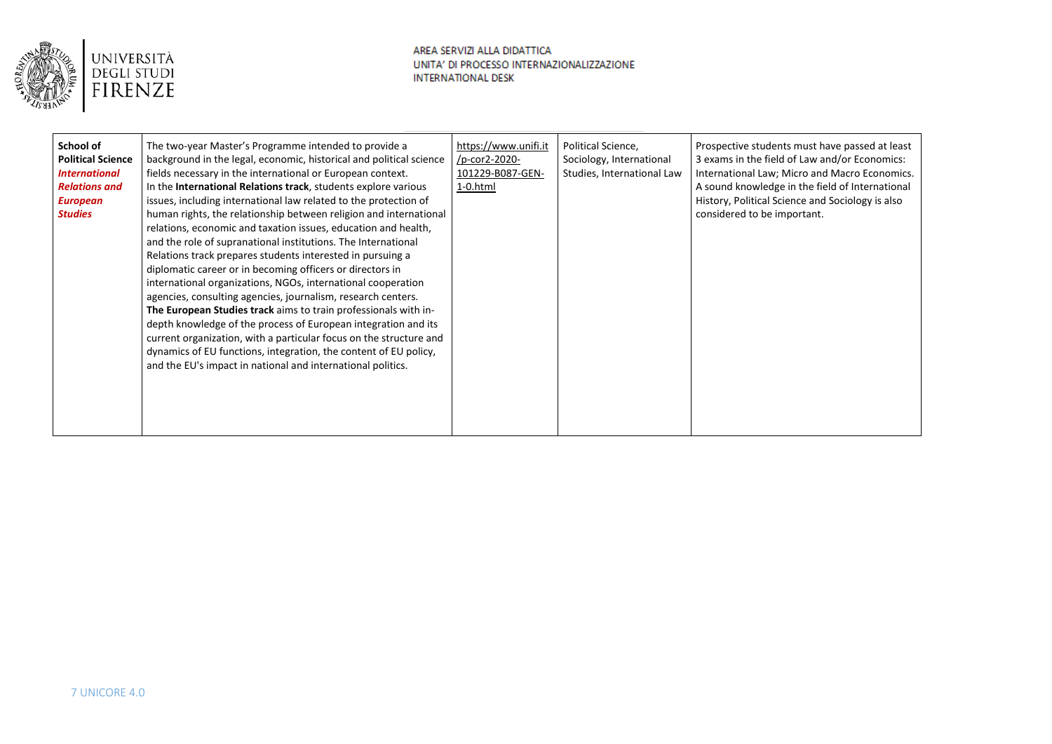| | | | | |
|---|---|---|---|---|
| **School of Political Science** ***International Relations and European Studies*** | The two-year Master's Programme intended to provide a background in the legal, economic, historical and political science fields necessary in the international or European context. In the **International Relations track**, students explore various issues, including international law related to the protection of human rights, the relationship between religion and international relations, economic and taxation issues, education and health, and the role of supranational institutions. The International Relations track prepares students interested in pursuing a diplomatic career or in becoming officers or directors in international organizations, NGOs, international cooperation agencies, consulting agencies, journalism, research centers. **The European Studies track** aims to train professionals with in-depth knowledge of the process of European integration and its current organization, with a particular focus on the structure and dynamics of EU functions, integration, the content of EU policy, and the EU's impact in national and international politics. | https://www.unifi.it/p-cor2-2020-101229-B087-GEN-1-0.html | Political Science, Sociology, International Studies, International Law | Prospective students must have passed at least 3 exams in the field of Law and/or Economics: International Law; Micro and Macro Economics. A sound knowledge in the field of International History, Political Science and Sociology is also considered to be important. |